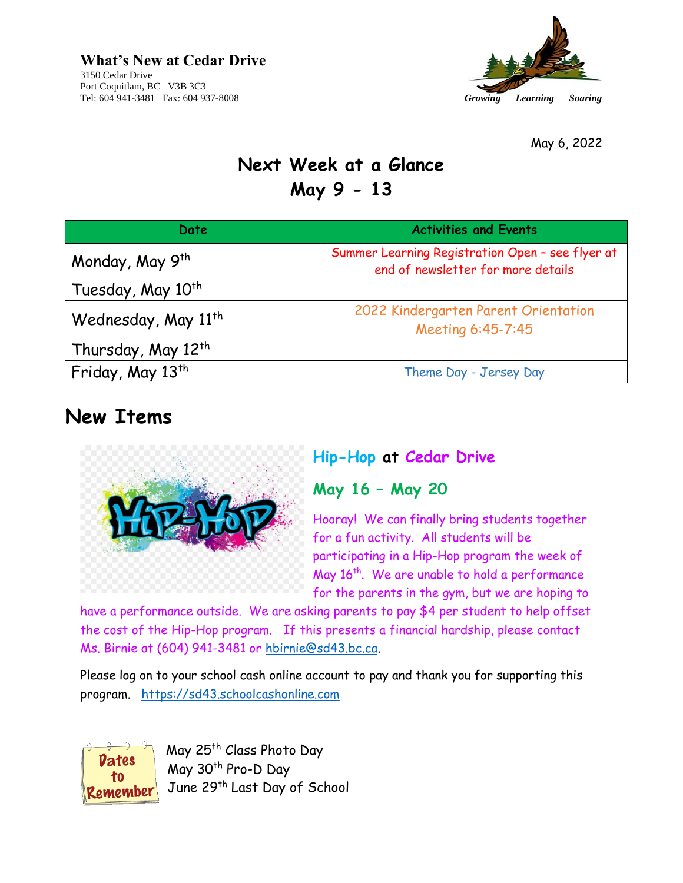**What's New at Cedar Drive**
3150 Cedar Drive
Port Coquitlam, BC V3B 3C3
Tel: 604 941-3481 Fax: 604 937-8008

*Growing Learning Soaring*

May 6, 2022

# Next Week at a Glance
# May 9 - 13

| Date | Activities and Events |
|---|---|
| Monday, May 9th | Summer Learning Registration Open – see flyer at end of newsletter for more details |
| Tuesday, May 10th | |
| Wednesday, May 11th | 2022 Kindergarten Parent Orientation Meeting 6:45-7:45 |
| Thursday, May 12th | |
| Friday, May 13th | Theme Day - Jersey Day |

## New Items

### Hip-Hop at Cedar Drive

### May 16 – May 20

Hooray! We can finally bring students together for a fun activity. All students will be participating in a Hip-Hop program the week of May 16th. We are unable to hold a performance for the parents in the gym, but we are hoping to have a performance outside. We are asking parents to pay $4 per student to help offset the cost of the Hip-Hop program. If this presents a financial hardship, please contact Ms. Birnie at (604) 941-3481 or hbirnie@sd43.bc.ca.

Please log on to your school cash online account to pay and thank you for supporting this program. https://sd43.schoolcashonline.com

**Dates to Remember**

May 25th Class Photo Day
May 30th Pro-D Day
June 29th Last Day of School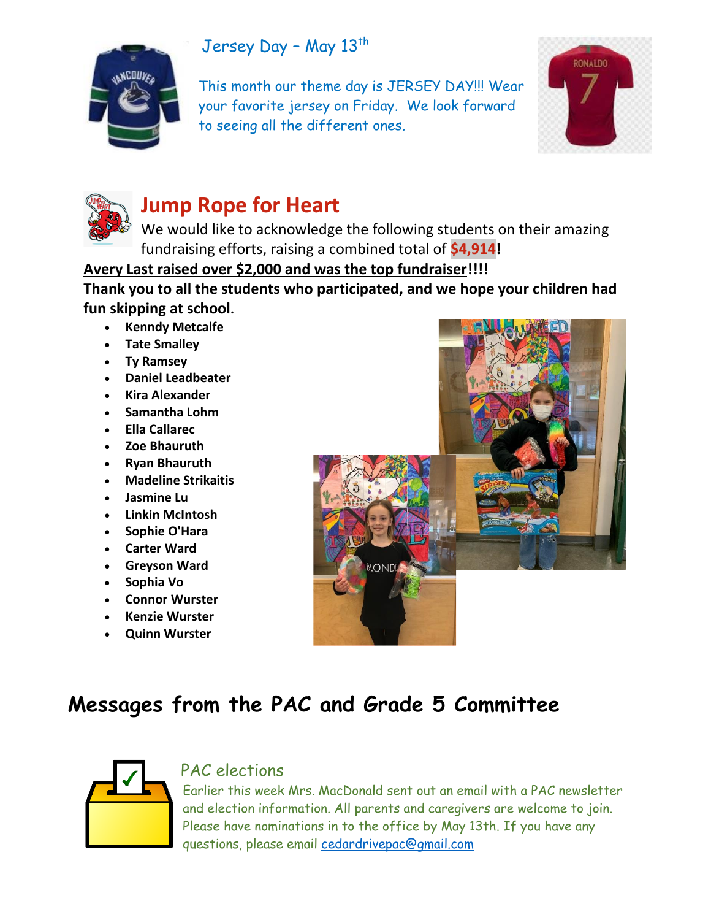## Jersey Day – May 13th

This month our theme day is JERSEY DAY!!! Wear your favorite jersey on Friday. We look forward to seeing all the different ones.

## Jump Rope for Heart

We would like to acknowledge the following students on their amazing fundraising efforts, raising a combined total of **$4,914**!

**Avery Last raised over $2,000 and was the top fundraiser!!!!**

**Thank you to all the students who participated, and we hope your children had fun skipping at school.**

- **Kenndy Metcalfe**
- **Tate Smalley**
- **Ty Ramsey**
- **Daniel Leadbeater**
- **Kira Alexander**
- **Samantha Lohm**
- **Ella Callarec**
- **Zoe Bhauruth**
- **Ryan Bhauruth**
- **Madeline Strikaitis**
- **Jasmine Lu**
- **Linkin McIntosh**
- **Sophie O'Hara**
- **Carter Ward**
- **Greyson Ward**
- **Sophia Vo**
- **Connor Wurster**
- **Kenzie Wurster**
- **Quinn Wurster**

# Messages from the PAC and Grade 5 Committee

### PAC elections

Earlier this week Mrs. MacDonald sent out an email with a PAC newsletter and election information. All parents and caregivers are welcome to join. Please have nominations in to the office by May 13th. If you have any questions, please email cedardrivepac@gmail.com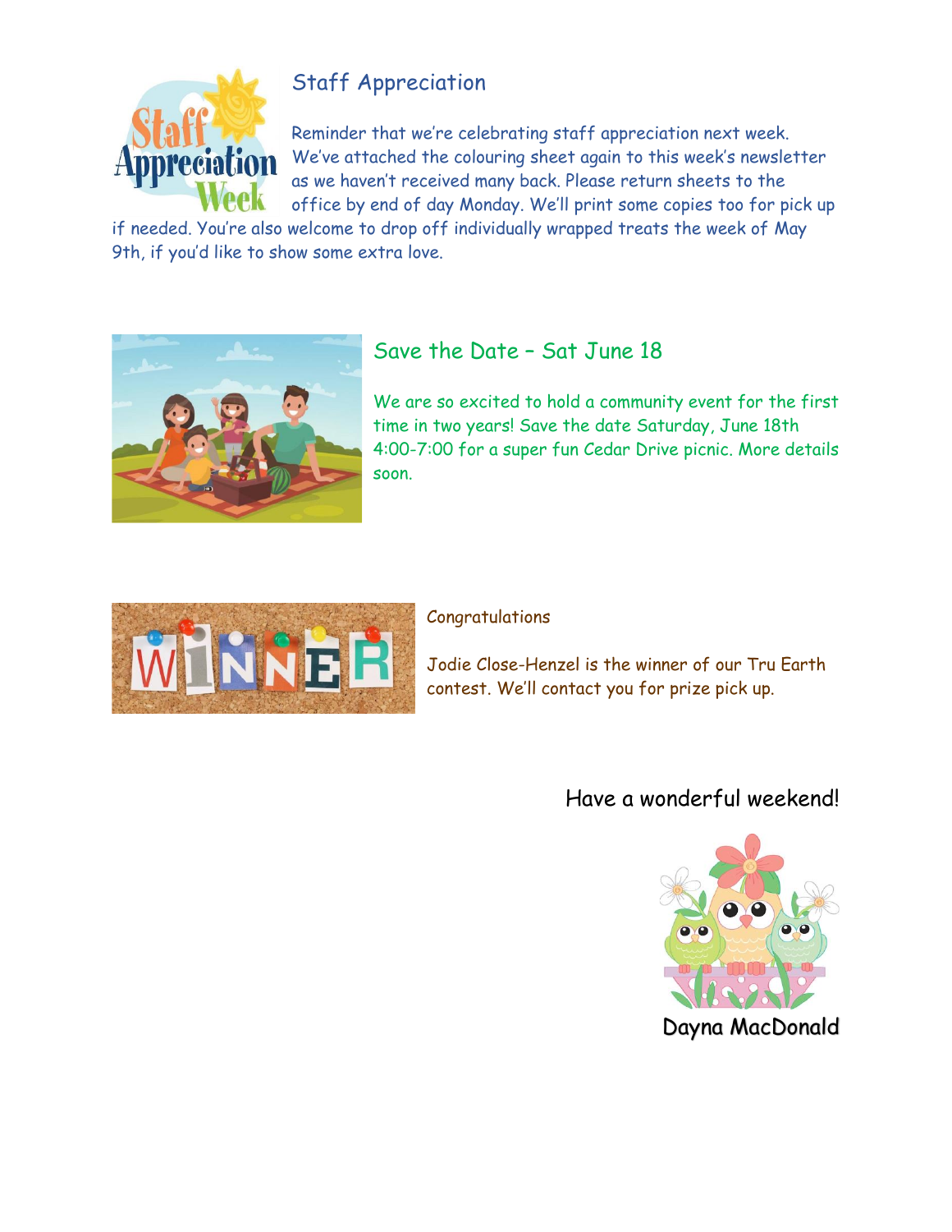## Staff Appreciation

Reminder that we're celebrating staff appreciation next week. We've attached the colouring sheet again to this week's newsletter as we haven't received many back. Please return sheets to the office by end of day Monday. We'll print some copies too for pick up if needed. You're also welcome to drop off individually wrapped treats the week of May 9th, if you'd like to show some extra love.

## Save the Date – Sat June 18

We are so excited to hold a community event for the first time in two years! Save the date Saturday, June 18th 4:00-7:00 for a super fun Cedar Drive picnic. More details soon.

Congratulations

Jodie Close-Henzel is the winner of our Tru Earth contest. We'll contact you for prize pick up.

Have a wonderful weekend!

Dayna MacDonald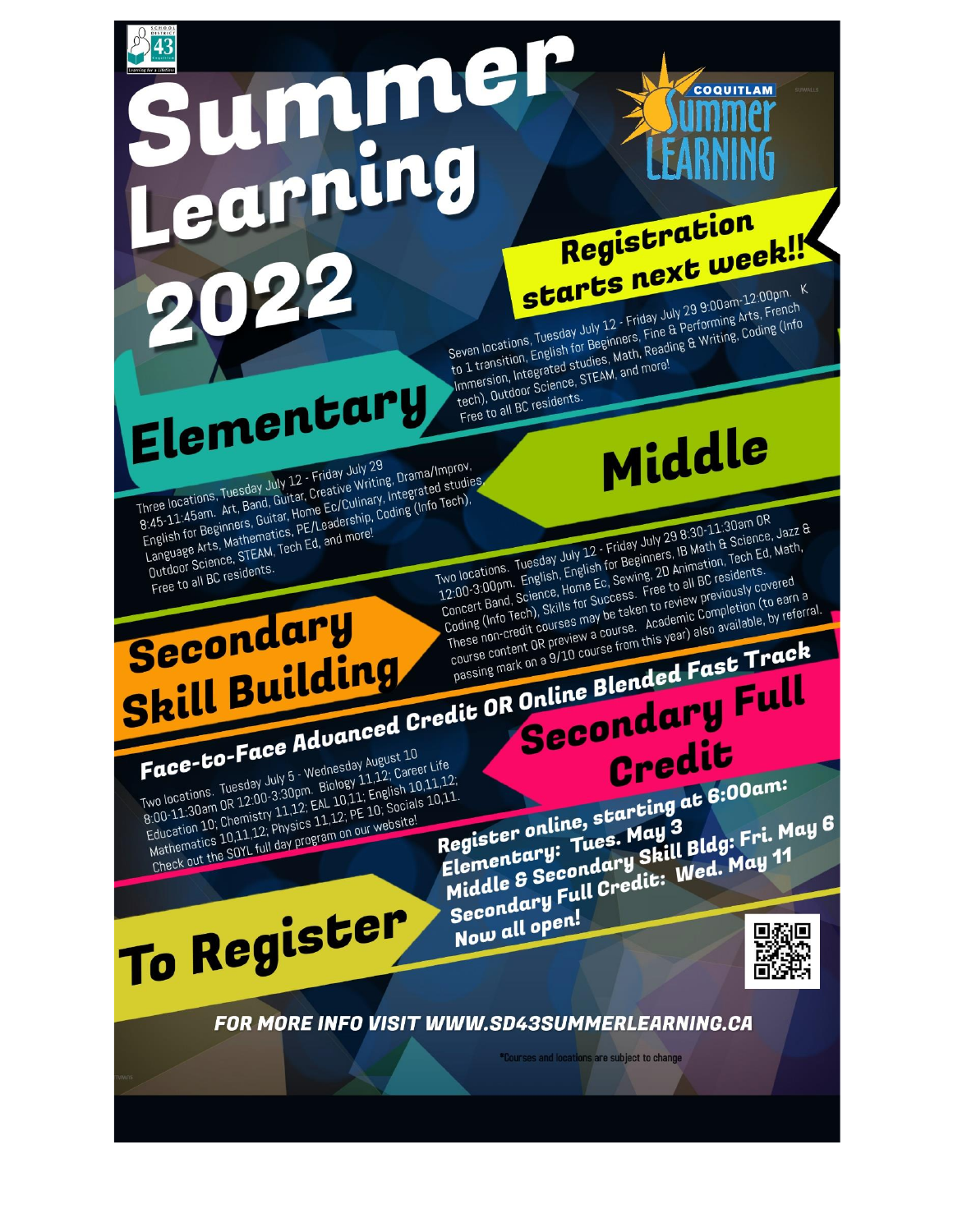# Summer Learning 2022

COQUITLAM Summer LEARNING

**Registration starts next week!!**

## Elementary

Seven locations, Tuesday July 12 - Friday July 29 9:00am-12:00pm. K to 1 transition, English for Beginners, Fine & Performing Arts, French Immersion, Integrated studies, Math, Reading & Writing, Coding (Info tech), Outdoor Science, STEAM, and more! Free to all BC residents.

## Middle

Three locations, Tuesday July 12 - Friday July 29 8:45-11:45am. Art, Band, Guitar, Creative Writing, Drama/Improv, English for Beginners, Guitar, Home Ec/Culinary, Integrated studies, Language Arts, Mathematics, PE/Leadership, Coding (Info Tech), Outdoor Science, STEAM, Tech Ed, and more! Free to all BC residents.

## Secondary Skill Building

Two locations. Tuesday July 12 - Friday July 29 8:30-11:30am OR 12:00-3:00pm. English, English for Beginners, IB Math & Science, Jazz & Concert Band, Science, Home Ec, Sewing, 2D Animation, Tech Ed, Math, Coding (Info Tech), Skills for Success. Free to all BC residents. These non-credit courses may be taken to review previously covered course content OR preview a course. Academic Completion (to earn a passing mark on a 9/10 course from this year) also available, by referral.

## Secondary Full Credit

**Face-to-Face Advanced Credit OR Online Blended Fast Track**

Two locations. Tuesday July 5 - Wednesday August 10 8:00-11:30am OR 12:00-3:30pm. Biology 11,12; Career Life Education 10; Chemistry 11,12; EAL 10,11; English 10,11,12; Mathematics 10,11,12; Physics 11,12; PE 10; Socials 10,11. Check out the SOYL full day program on our website!

## To Register

**Register online, starting at 6:00am:**

**Elementary: Tues. May 3**

**Middle & Secondary Skill Bldg: Fri. May 6**

**Secondary Full Credit: Wed. May 11**

**Now all open!**

**FOR MORE INFO VISIT WWW.SD43SUMMERLEARNING.CA**

*Courses and locations are subject to change